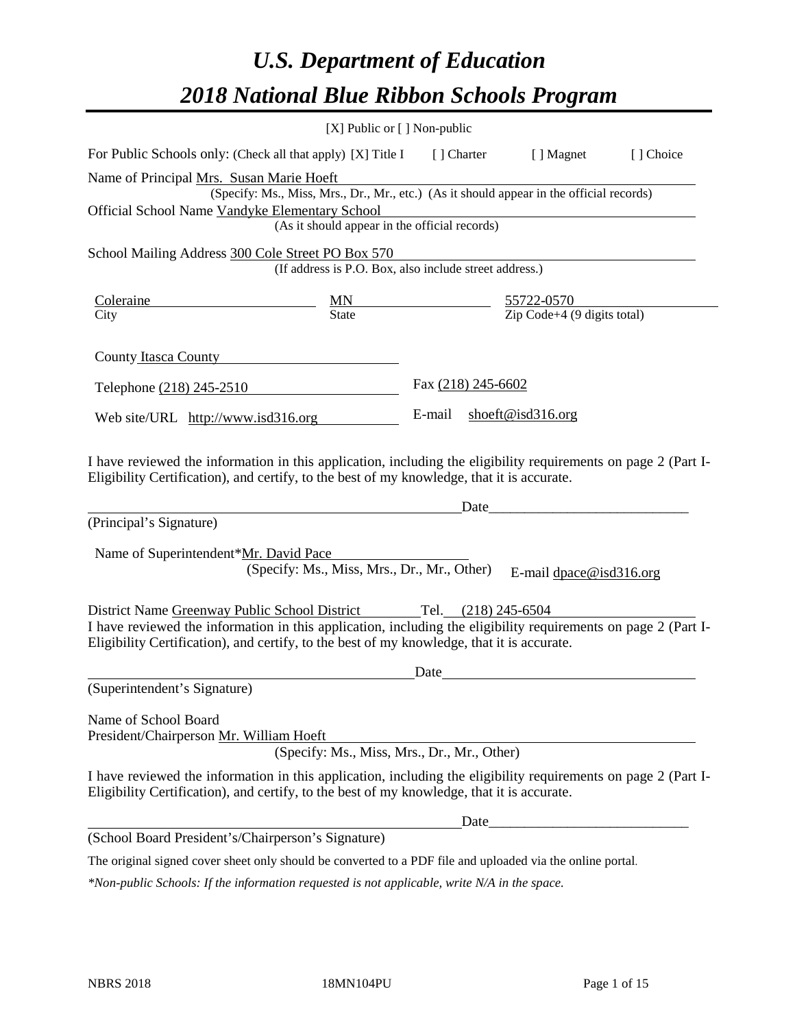# *U.S. Department of Education*

# *2018 National Blue Ribbon Schools Program*

[X] Public or [ ] Non-public

For Public Schools only: (Check all that apply) [X] Title I [ ] Charter [ ] Magnet [ ] Choice

Name of Principal Mrs. Susan Marie Hoeft
(Specify: Ms., Miss, Mrs., Dr., Mr., etc.) (As it should appear in the official records)

Official School Name Vandyke Elementary School
(As it should appear in the official records)

School Mailing Address 300 Cole Street PO Box 570
(If address is P.O. Box, also include street address.)

| Coleraine | MN | 55722-0570 |
|---|---|---|
| City | State | Zip Code+4 (9 digits total) |

County Itasca County

Telephone (218) 245-2510 Fax (218) 245-6602

Web site/URL http://www.isd316.org E-mail shoeft@isd316.org

I have reviewed the information in this application, including the eligibility requirements on page 2 (Part I-Eligibility Certification), and certify, to the best of my knowledge, that it is accurate.

_________________________________________ Date_____________________

(Principal's Signature)

Name of Superintendent*Mr. David Pace
(Specify: Ms., Miss, Mrs., Dr., Mr., Other) E-mail dpace@isd316.org

District Name Greenway Public School District Tel. (218) 245-6504

I have reviewed the information in this application, including the eligibility requirements on page 2 (Part I-Eligibility Certification), and certify, to the best of my knowledge, that it is accurate.

_________________________________________ Date_____________________

(Superintendent's Signature)

Name of School Board
President/Chairperson Mr. William Hoeft
(Specify: Ms., Miss, Mrs., Dr., Mr., Other)

I have reviewed the information in this application, including the eligibility requirements on page 2 (Part I-Eligibility Certification), and certify, to the best of my knowledge, that it is accurate.

_________________________________________ Date_____________________

(School Board President's/Chairperson's Signature)

The original signed cover sheet only should be converted to a PDF file and uploaded via the online portal.

*\*Non-public Schools: If the information requested is not applicable, write N/A in the space.*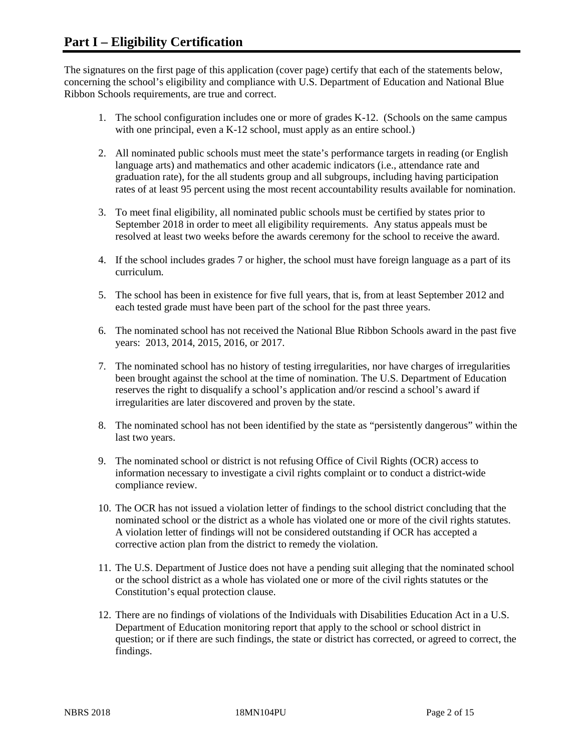# Part I – Eligibility Certification

The signatures on the first page of this application (cover page) certify that each of the statements below, concerning the school's eligibility and compliance with U.S. Department of Education and National Blue Ribbon Schools requirements, are true and correct.

1. The school configuration includes one or more of grades K-12. (Schools on the same campus with one principal, even a K-12 school, must apply as an entire school.)

2. All nominated public schools must meet the state's performance targets in reading (or English language arts) and mathematics and other academic indicators (i.e., attendance rate and graduation rate), for the all students group and all subgroups, including having participation rates of at least 95 percent using the most recent accountability results available for nomination.

3. To meet final eligibility, all nominated public schools must be certified by states prior to September 2018 in order to meet all eligibility requirements. Any status appeals must be resolved at least two weeks before the awards ceremony for the school to receive the award.

4. If the school includes grades 7 or higher, the school must have foreign language as a part of its curriculum.

5. The school has been in existence for five full years, that is, from at least September 2012 and each tested grade must have been part of the school for the past three years.

6. The nominated school has not received the National Blue Ribbon Schools award in the past five years: 2013, 2014, 2015, 2016, or 2017.

7. The nominated school has no history of testing irregularities, nor have charges of irregularities been brought against the school at the time of nomination. The U.S. Department of Education reserves the right to disqualify a school's application and/or rescind a school's award if irregularities are later discovered and proven by the state.

8. The nominated school has not been identified by the state as "persistently dangerous" within the last two years.

9. The nominated school or district is not refusing Office of Civil Rights (OCR) access to information necessary to investigate a civil rights complaint or to conduct a district-wide compliance review.

10. The OCR has not issued a violation letter of findings to the school district concluding that the nominated school or the district as a whole has violated one or more of the civil rights statutes. A violation letter of findings will not be considered outstanding if OCR has accepted a corrective action plan from the district to remedy the violation.

11. The U.S. Department of Justice does not have a pending suit alleging that the nominated school or the school district as a whole has violated one or more of the civil rights statutes or the Constitution's equal protection clause.

12. There are no findings of violations of the Individuals with Disabilities Education Act in a U.S. Department of Education monitoring report that apply to the school or school district in question; or if there are such findings, the state or district has corrected, or agreed to correct, the findings.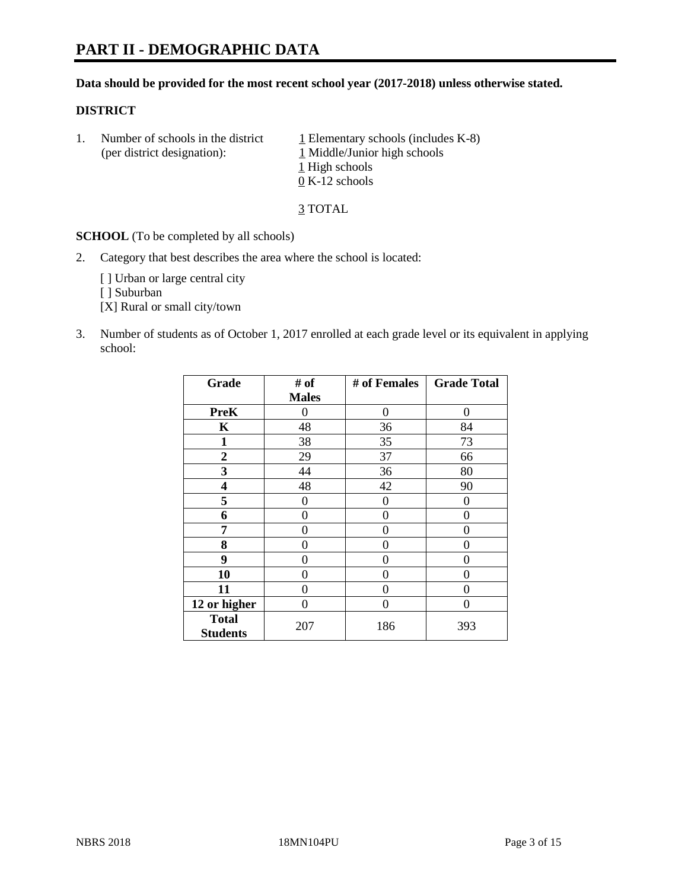# PART II - DEMOGRAPHIC DATA

**Data should be provided for the most recent school year (2017-2018) unless otherwise stated.**

## DISTRICT

1. Number of schools in the district (per district designation):
   - 1 Elementary schools (includes K-8)
   - 1 Middle/Junior high schools
   - 1 High schools
   - 0 K-12 schools

   3 TOTAL

**SCHOOL** (To be completed by all schools)

2. Category that best describes the area where the school is located:

   [ ] Urban or large central city
   [ ] Suburban
   [X] Rural or small city/town

3. Number of students as of October 1, 2017 enrolled at each grade level or its equivalent in applying school:

| Grade | # of Males | # of Females | Grade Total |
|---|---|---|---|
| PreK | 0 | 0 | 0 |
| K | 48 | 36 | 84 |
| 1 | 38 | 35 | 73 |
| 2 | 29 | 37 | 66 |
| 3 | 44 | 36 | 80 |
| 4 | 48 | 42 | 90 |
| 5 | 0 | 0 | 0 |
| 6 | 0 | 0 | 0 |
| 7 | 0 | 0 | 0 |
| 8 | 0 | 0 | 0 |
| 9 | 0 | 0 | 0 |
| 10 | 0 | 0 | 0 |
| 11 | 0 | 0 | 0 |
| 12 or higher | 0 | 0 | 0 |
| Total Students | 207 | 186 | 393 |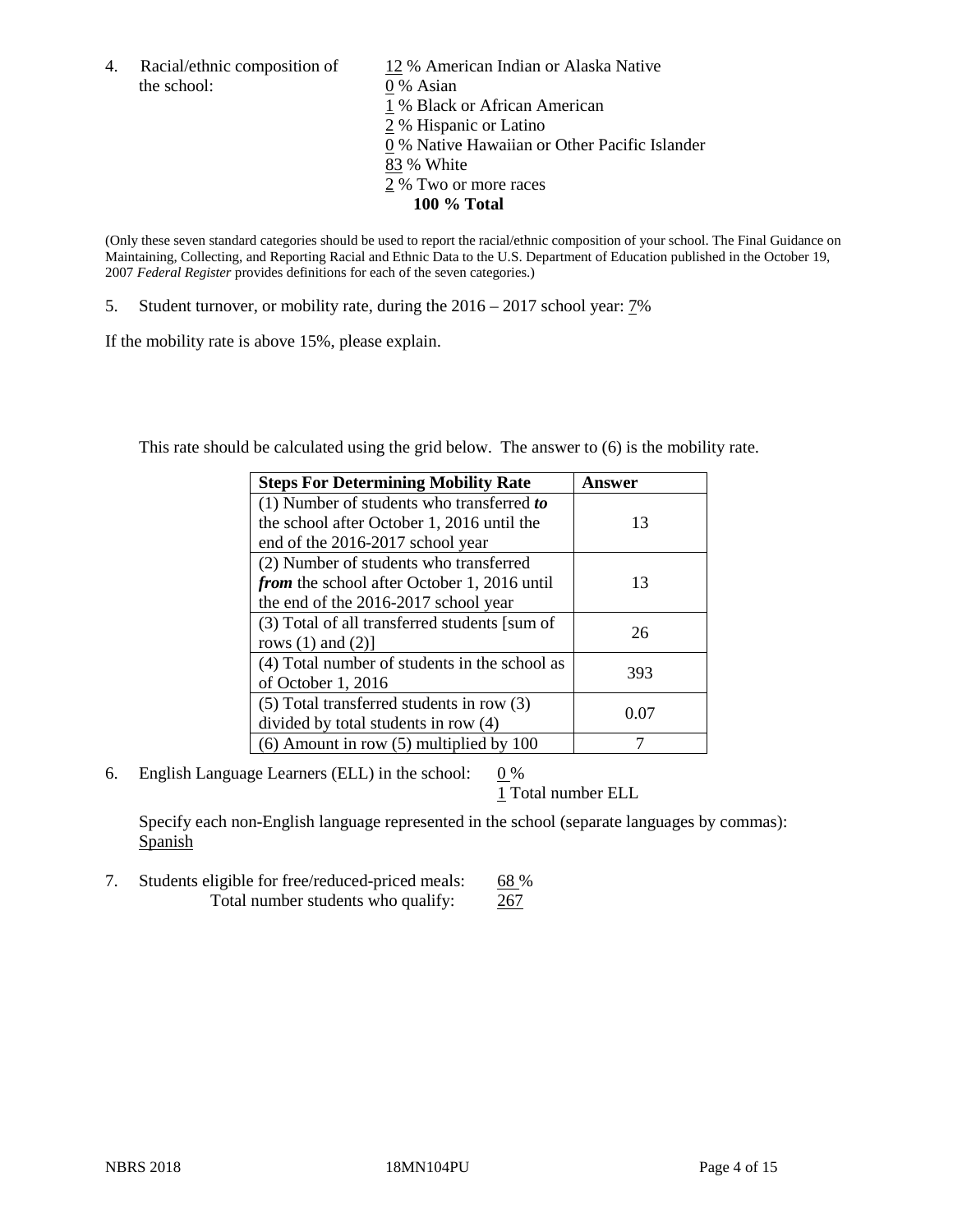4. Racial/ethnic composition of the school:

12 % American Indian or Alaska Native
0 % Asian
1 % Black or African American
2 % Hispanic or Latino
0 % Native Hawaiian or Other Pacific Islander
83 % White
2 % Two or more races
**100 % Total**

(Only these seven standard categories should be used to report the racial/ethnic composition of your school. The Final Guidance on Maintaining, Collecting, and Reporting Racial and Ethnic Data to the U.S. Department of Education published in the October 19, 2007 *Federal Register* provides definitions for each of the seven categories.)

5. Student turnover, or mobility rate, during the 2016 – 2017 school year: 7%

If the mobility rate is above 15%, please explain.

This rate should be calculated using the grid below. The answer to (6) is the mobility rate.

| Steps For Determining Mobility Rate | Answer |
|---|---|
| (1) Number of students who transferred ***to*** the school after October 1, 2016 until the end of the 2016-2017 school year | 13 |
| (2) Number of students who transferred ***from*** the school after October 1, 2016 until the end of the 2016-2017 school year | 13 |
| (3) Total of all transferred students [sum of rows (1) and (2)] | 26 |
| (4) Total number of students in the school as of October 1, 2016 | 393 |
| (5) Total transferred students in row (3) divided by total students in row (4) | 0.07 |
| (6) Amount in row (5) multiplied by 100 | 7 |

6. English Language Learners (ELL) in the school: 0 %

1 Total number ELL

Specify each non-English language represented in the school (separate languages by commas): Spanish

7. Students eligible for free/reduced-priced meals: 68 %

Total number students who qualify: 267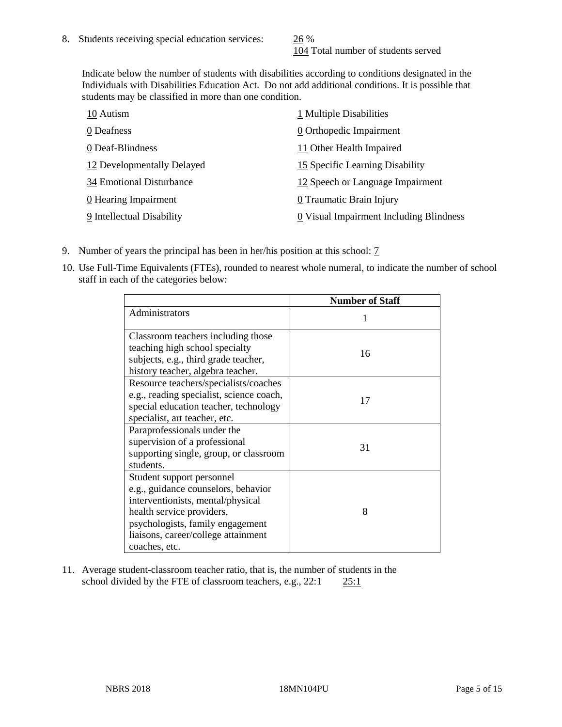8. Students receiving special education services: 26 %
   104 Total number of students served

   Indicate below the number of students with disabilities according to conditions designated in the Individuals with Disabilities Education Act. Do not add additional conditions. It is possible that students may be classified in more than one condition.

   10 Autism
   0 Deafness
   0 Deaf-Blindness
   12 Developmentally Delayed
   34 Emotional Disturbance
   0 Hearing Impairment
   9 Intellectual Disability
   1 Multiple Disabilities
   0 Orthopedic Impairment
   11 Other Health Impaired
   15 Specific Learning Disability
   12 Speech or Language Impairment
   0 Traumatic Brain Injury
   0 Visual Impairment Including Blindness

9. Number of years the principal has been in her/his position at this school: 7

10. Use Full-Time Equivalents (FTEs), rounded to nearest whole numeral, to indicate the number of school staff in each of the categories below:

| | Number of Staff |
|---|---|
| Administrators | 1 |
| Classroom teachers including those teaching high school specialty subjects, e.g., third grade teacher, history teacher, algebra teacher. | 16 |
| Resource teachers/specialists/coaches e.g., reading specialist, science coach, special education teacher, technology specialist, art teacher, etc. | 17 |
| Paraprofessionals under the supervision of a professional supporting single, group, or classroom students. | 31 |
| Student support personnel e.g., guidance counselors, behavior interventionists, mental/physical health service providers, psychologists, family engagement liaisons, career/college attainment coaches, etc. | 8 |

11. Average student-classroom teacher ratio, that is, the number of students in the school divided by the FTE of classroom teachers, e.g., 22:1 25:1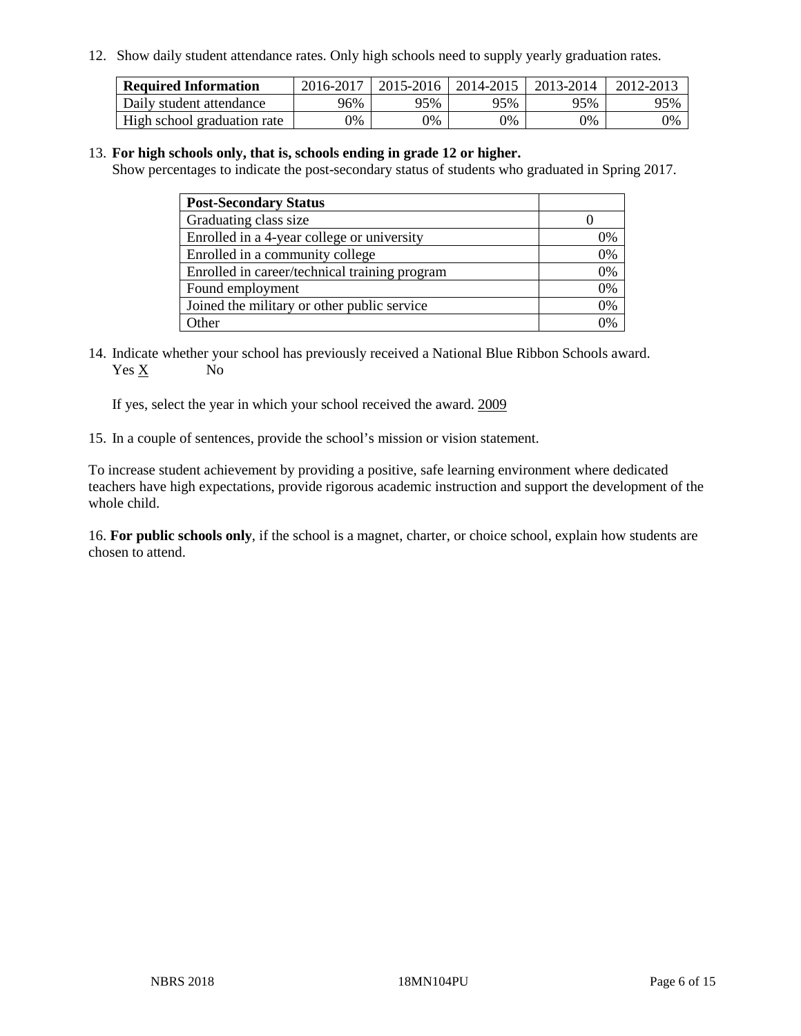12. Show daily student attendance rates. Only high schools need to supply yearly graduation rates.

| Required Information | 2016-2017 | 2015-2016 | 2014-2015 | 2013-2014 | 2012-2013 |
| --- | --- | --- | --- | --- | --- |
| Daily student attendance | 96% | 95% | 95% | 95% | 95% |
| High school graduation rate | 0% | 0% | 0% | 0% | 0% |

13. **For high schools only, that is, schools ending in grade 12 or higher.**
Show percentages to indicate the post-secondary status of students who graduated in Spring 2017.

| Post-Secondary Status | |
| --- | --- |
| Graduating class size | 0 |
| Enrolled in a 4-year college or university | 0% |
| Enrolled in a community college | 0% |
| Enrolled in career/technical training program | 0% |
| Found employment | 0% |
| Joined the military or other public service | 0% |
| Other | 0% |

14. Indicate whether your school has previously received a National Blue Ribbon Schools award.
Yes X No

If yes, select the year in which your school received the award. 2009

15. In a couple of sentences, provide the school's mission or vision statement.

To increase student achievement by providing a positive, safe learning environment where dedicated teachers have high expectations, provide rigorous academic instruction and support the development of the whole child.

16. **For public schools only**, if the school is a magnet, charter, or choice school, explain how students are chosen to attend.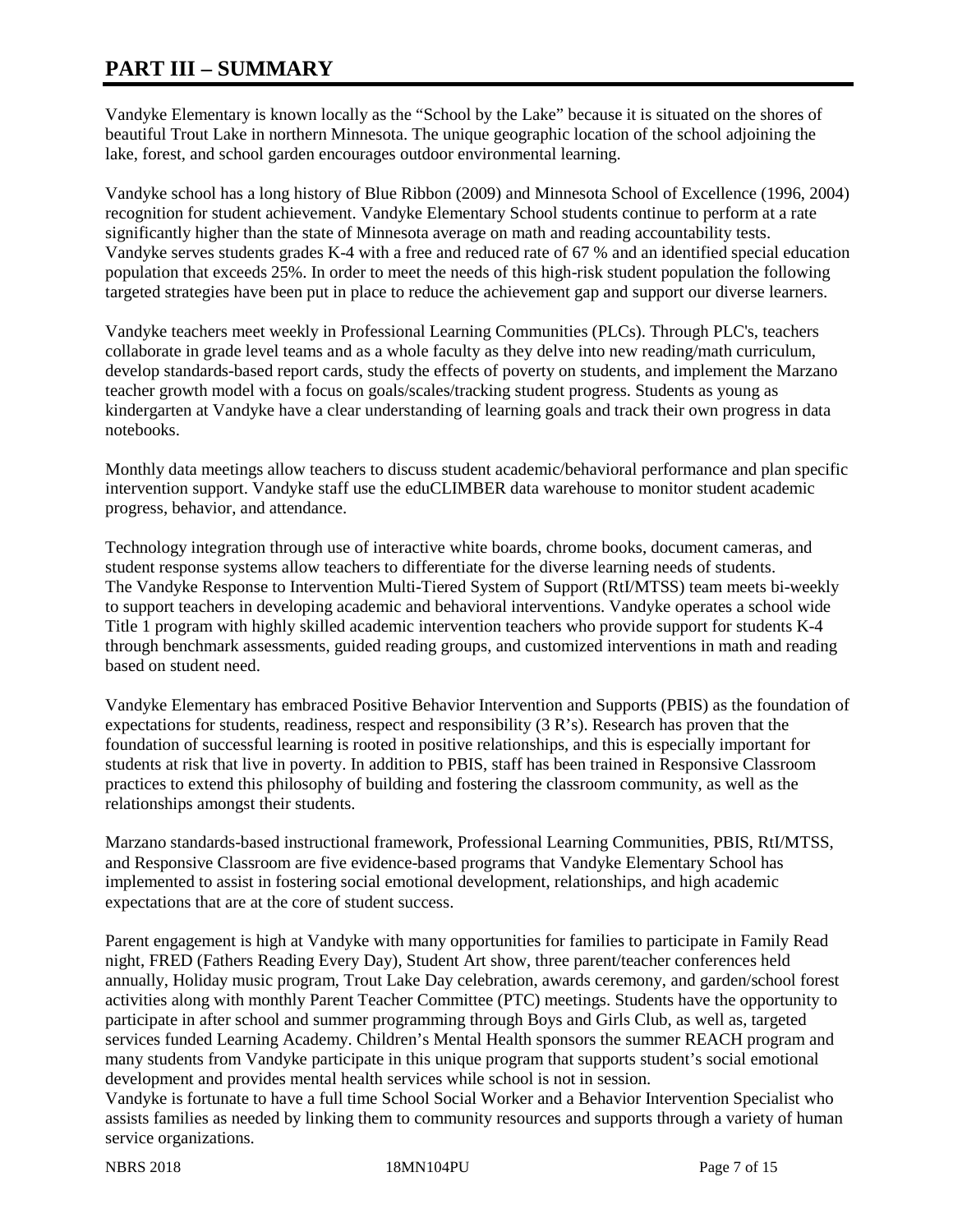# PART III – SUMMARY

Vandyke Elementary is known locally as the "School by the Lake" because it is situated on the shores of beautiful Trout Lake in northern Minnesota. The unique geographic location of the school adjoining the lake, forest, and school garden encourages outdoor environmental learning.

Vandyke school has a long history of Blue Ribbon (2009) and Minnesota School of Excellence (1996, 2004) recognition for student achievement. Vandyke Elementary School students continue to perform at a rate significantly higher than the state of Minnesota average on math and reading accountability tests. Vandyke serves students grades K-4 with a free and reduced rate of 67 % and an identified special education population that exceeds 25%. In order to meet the needs of this high-risk student population the following targeted strategies have been put in place to reduce the achievement gap and support our diverse learners.

Vandyke teachers meet weekly in Professional Learning Communities (PLCs). Through PLC's, teachers collaborate in grade level teams and as a whole faculty as they delve into new reading/math curriculum, develop standards-based report cards, study the effects of poverty on students, and implement the Marzano teacher growth model with a focus on goals/scales/tracking student progress. Students as young as kindergarten at Vandyke have a clear understanding of learning goals and track their own progress in data notebooks.

Monthly data meetings allow teachers to discuss student academic/behavioral performance and plan specific intervention support. Vandyke staff use the eduCLIMBER data warehouse to monitor student academic progress, behavior, and attendance.

Technology integration through use of interactive white boards, chrome books, document cameras, and student response systems allow teachers to differentiate for the diverse learning needs of students. The Vandyke Response to Intervention Multi-Tiered System of Support (RtI/MTSS) team meets bi-weekly to support teachers in developing academic and behavioral interventions. Vandyke operates a school wide Title 1 program with highly skilled academic intervention teachers who provide support for students K-4 through benchmark assessments, guided reading groups, and customized interventions in math and reading based on student need.

Vandyke Elementary has embraced Positive Behavior Intervention and Supports (PBIS) as the foundation of expectations for students, readiness, respect and responsibility (3 R's). Research has proven that the foundation of successful learning is rooted in positive relationships, and this is especially important for students at risk that live in poverty. In addition to PBIS, staff has been trained in Responsive Classroom practices to extend this philosophy of building and fostering the classroom community, as well as the relationships amongst their students.

Marzano standards-based instructional framework, Professional Learning Communities, PBIS, RtI/MTSS, and Responsive Classroom are five evidence-based programs that Vandyke Elementary School has implemented to assist in fostering social emotional development, relationships, and high academic expectations that are at the core of student success.

Parent engagement is high at Vandyke with many opportunities for families to participate in Family Read night, FRED (Fathers Reading Every Day), Student Art show, three parent/teacher conferences held annually, Holiday music program, Trout Lake Day celebration, awards ceremony, and garden/school forest activities along with monthly Parent Teacher Committee (PTC) meetings. Students have the opportunity to participate in after school and summer programming through Boys and Girls Club, as well as, targeted services funded Learning Academy. Children's Mental Health sponsors the summer REACH program and many students from Vandyke participate in this unique program that supports student's social emotional development and provides mental health services while school is not in session.
Vandyke is fortunate to have a full time School Social Worker and a Behavior Intervention Specialist who assists families as needed by linking them to community resources and supports through a variety of human service organizations.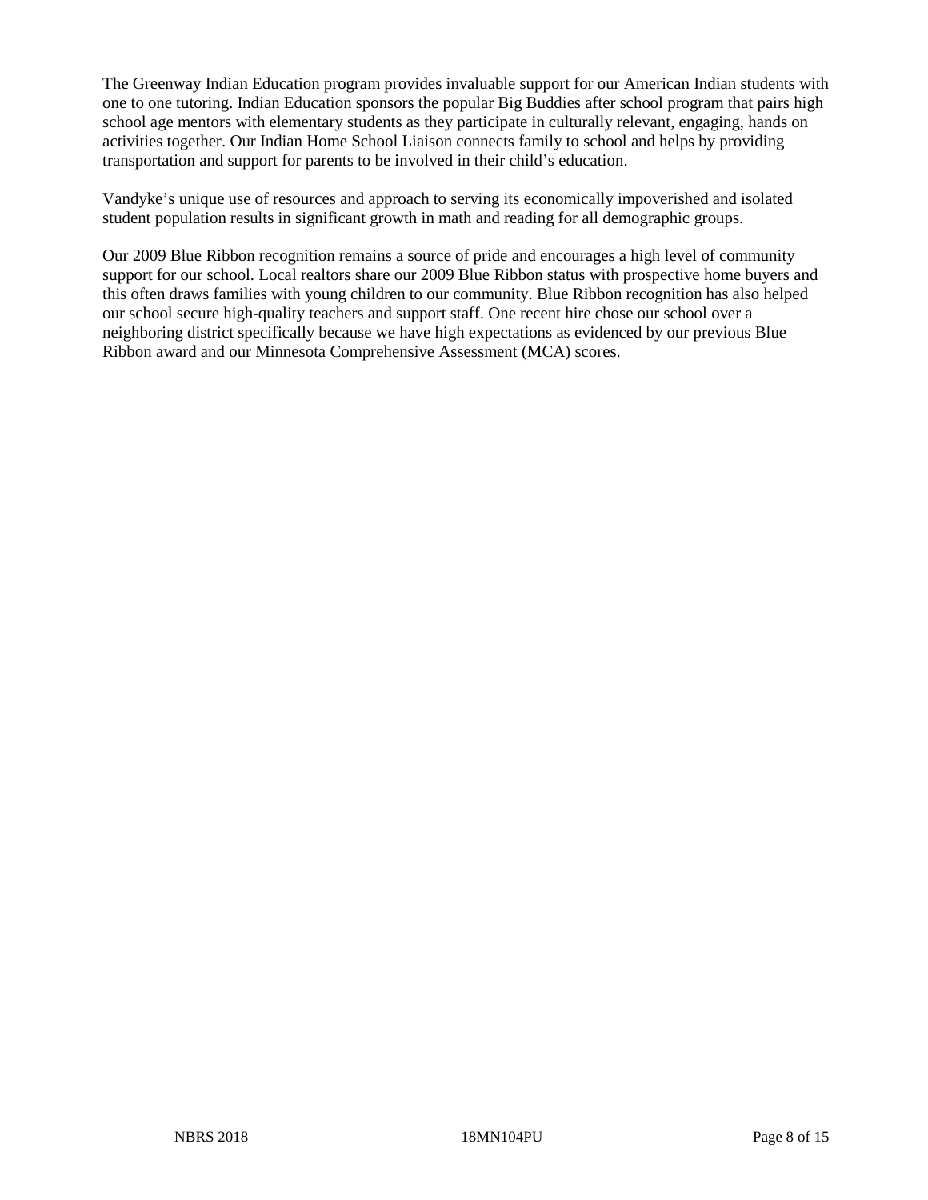The Greenway Indian Education program provides invaluable support for our American Indian students with one to one tutoring. Indian Education sponsors the popular Big Buddies after school program that pairs high school age mentors with elementary students as they participate in culturally relevant, engaging, hands on activities together. Our Indian Home School Liaison connects family to school and helps by providing transportation and support for parents to be involved in their child's education.

Vandyke's unique use of resources and approach to serving its economically impoverished and isolated student population results in significant growth in math and reading for all demographic groups.

Our 2009 Blue Ribbon recognition remains a source of pride and encourages a high level of community support for our school. Local realtors share our 2009 Blue Ribbon status with prospective home buyers and this often draws families with young children to our community. Blue Ribbon recognition has also helped our school secure high-quality teachers and support staff. One recent hire chose our school over a neighboring district specifically because we have high expectations as evidenced by our previous Blue Ribbon award and our Minnesota Comprehensive Assessment (MCA) scores.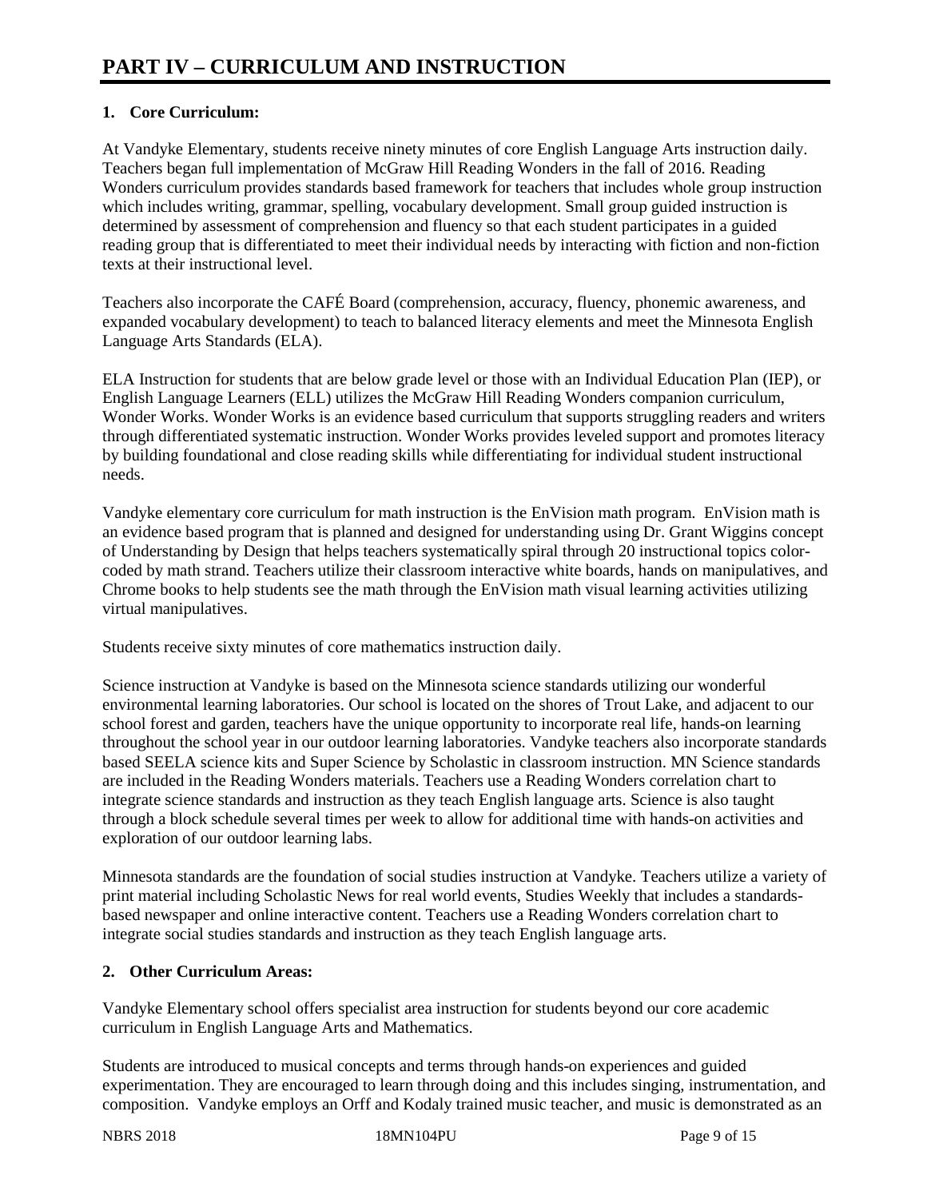# PART IV – CURRICULUM AND INSTRUCTION

## 1. Core Curriculum:

At Vandyke Elementary, students receive ninety minutes of core English Language Arts instruction daily. Teachers began full implementation of McGraw Hill Reading Wonders in the fall of 2016. Reading Wonders curriculum provides standards based framework for teachers that includes whole group instruction which includes writing, grammar, spelling, vocabulary development. Small group guided instruction is determined by assessment of comprehension and fluency so that each student participates in a guided reading group that is differentiated to meet their individual needs by interacting with fiction and non-fiction texts at their instructional level.

Teachers also incorporate the CAFÉ Board (comprehension, accuracy, fluency, phonemic awareness, and expanded vocabulary development) to teach to balanced literacy elements and meet the Minnesota English Language Arts Standards (ELA).

ELA Instruction for students that are below grade level or those with an Individual Education Plan (IEP), or English Language Learners (ELL) utilizes the McGraw Hill Reading Wonders companion curriculum, Wonder Works. Wonder Works is an evidence based curriculum that supports struggling readers and writers through differentiated systematic instruction. Wonder Works provides leveled support and promotes literacy by building foundational and close reading skills while differentiating for individual student instructional needs.

Vandyke elementary core curriculum for math instruction is the EnVision math program. EnVision math is an evidence based program that is planned and designed for understanding using Dr. Grant Wiggins concept of Understanding by Design that helps teachers systematically spiral through 20 instructional topics color-coded by math strand. Teachers utilize their classroom interactive white boards, hands on manipulatives, and Chrome books to help students see the math through the EnVision math visual learning activities utilizing virtual manipulatives.

Students receive sixty minutes of core mathematics instruction daily.

Science instruction at Vandyke is based on the Minnesota science standards utilizing our wonderful environmental learning laboratories. Our school is located on the shores of Trout Lake, and adjacent to our school forest and garden, teachers have the unique opportunity to incorporate real life, hands-on learning throughout the school year in our outdoor learning laboratories. Vandyke teachers also incorporate standards based SEELA science kits and Super Science by Scholastic in classroom instruction. MN Science standards are included in the Reading Wonders materials. Teachers use a Reading Wonders correlation chart to integrate science standards and instruction as they teach English language arts. Science is also taught through a block schedule several times per week to allow for additional time with hands-on activities and exploration of our outdoor learning labs.

Minnesota standards are the foundation of social studies instruction at Vandyke. Teachers utilize a variety of print material including Scholastic News for real world events, Studies Weekly that includes a standards-based newspaper and online interactive content. Teachers use a Reading Wonders correlation chart to integrate social studies standards and instruction as they teach English language arts.

## 2. Other Curriculum Areas:

Vandyke Elementary school offers specialist area instruction for students beyond our core academic curriculum in English Language Arts and Mathematics.

Students are introduced to musical concepts and terms through hands-on experiences and guided experimentation. They are encouraged to learn through doing and this includes singing, instrumentation, and composition. Vandyke employs an Orff and Kodaly trained music teacher, and music is demonstrated as an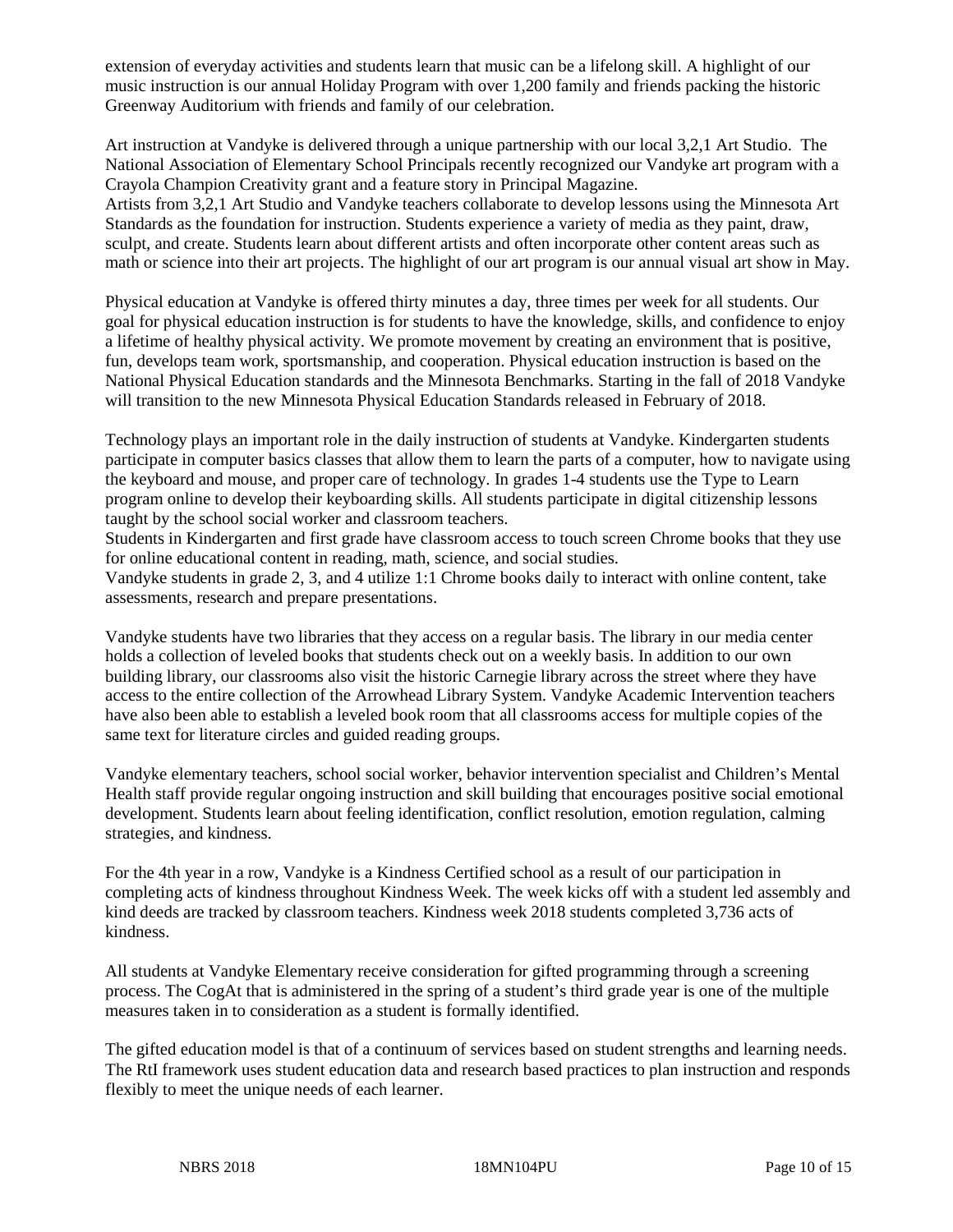extension of everyday activities and students learn that music can be a lifelong skill. A highlight of our music instruction is our annual Holiday Program with over 1,200 family and friends packing the historic Greenway Auditorium with friends and family of our celebration.

Art instruction at Vandyke is delivered through a unique partnership with our local 3,2,1 Art Studio. The National Association of Elementary School Principals recently recognized our Vandyke art program with a Crayola Champion Creativity grant and a feature story in Principal Magazine.
Artists from 3,2,1 Art Studio and Vandyke teachers collaborate to develop lessons using the Minnesota Art Standards as the foundation for instruction. Students experience a variety of media as they paint, draw, sculpt, and create. Students learn about different artists and often incorporate other content areas such as math or science into their art projects. The highlight of our art program is our annual visual art show in May.

Physical education at Vandyke is offered thirty minutes a day, three times per week for all students. Our goal for physical education instruction is for students to have the knowledge, skills, and confidence to enjoy a lifetime of healthy physical activity. We promote movement by creating an environment that is positive, fun, develops team work, sportsmanship, and cooperation. Physical education instruction is based on the National Physical Education standards and the Minnesota Benchmarks. Starting in the fall of 2018 Vandyke will transition to the new Minnesota Physical Education Standards released in February of 2018.

Technology plays an important role in the daily instruction of students at Vandyke. Kindergarten students participate in computer basics classes that allow them to learn the parts of a computer, how to navigate using the keyboard and mouse, and proper care of technology. In grades 1-4 students use the Type to Learn program online to develop their keyboarding skills. All students participate in digital citizenship lessons taught by the school social worker and classroom teachers.
Students in Kindergarten and first grade have classroom access to touch screen Chrome books that they use for online educational content in reading, math, science, and social studies.
Vandyke students in grade 2, 3, and 4 utilize 1:1 Chrome books daily to interact with online content, take assessments, research and prepare presentations.

Vandyke students have two libraries that they access on a regular basis. The library in our media center holds a collection of leveled books that students check out on a weekly basis. In addition to our own building library, our classrooms also visit the historic Carnegie library across the street where they have access to the entire collection of the Arrowhead Library System. Vandyke Academic Intervention teachers have also been able to establish a leveled book room that all classrooms access for multiple copies of the same text for literature circles and guided reading groups.

Vandyke elementary teachers, school social worker, behavior intervention specialist and Children's Mental Health staff provide regular ongoing instruction and skill building that encourages positive social emotional development. Students learn about feeling identification, conflict resolution, emotion regulation, calming strategies, and kindness.

For the 4th year in a row, Vandyke is a Kindness Certified school as a result of our participation in completing acts of kindness throughout Kindness Week. The week kicks off with a student led assembly and kind deeds are tracked by classroom teachers. Kindness week 2018 students completed 3,736 acts of kindness.

All students at Vandyke Elementary receive consideration for gifted programming through a screening process. The CogAt that is administered in the spring of a student's third grade year is one of the multiple measures taken in to consideration as a student is formally identified.

The gifted education model is that of a continuum of services based on student strengths and learning needs. The RtI framework uses student education data and research based practices to plan instruction and responds flexibly to meet the unique needs of each learner.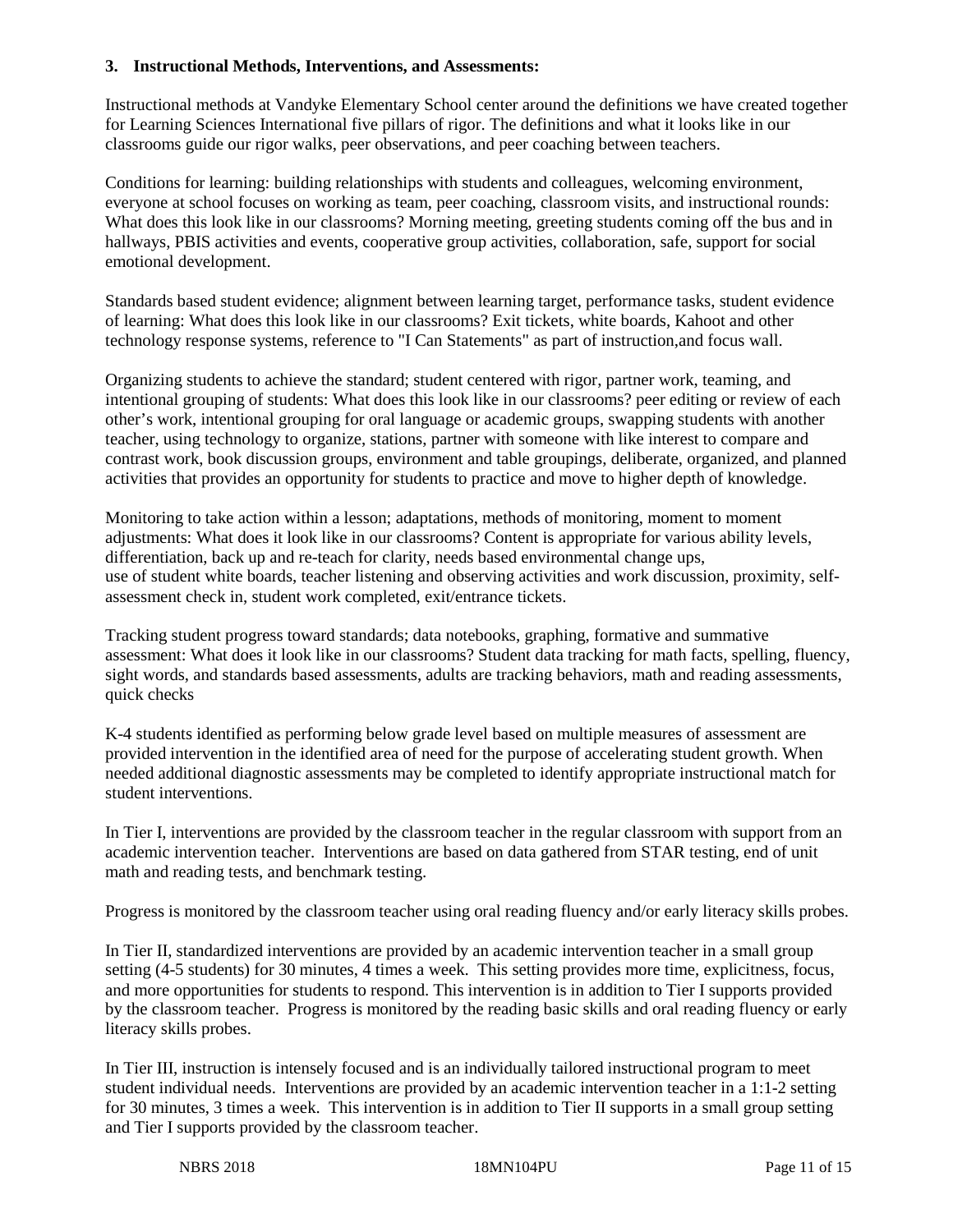### 3. Instructional Methods, Interventions, and Assessments:

Instructional methods at Vandyke Elementary School center around the definitions we have created together for Learning Sciences International five pillars of rigor. The definitions and what it looks like in our classrooms guide our rigor walks, peer observations, and peer coaching between teachers.

Conditions for learning: building relationships with students and colleagues, welcoming environment, everyone at school focuses on working as team, peer coaching, classroom visits, and instructional rounds: What does this look like in our classrooms? Morning meeting, greeting students coming off the bus and in hallways, PBIS activities and events, cooperative group activities, collaboration, safe, support for social emotional development.

Standards based student evidence; alignment between learning target, performance tasks, student evidence of learning: What does this look like in our classrooms? Exit tickets, white boards, Kahoot and other technology response systems, reference to "I Can Statements" as part of instruction,and focus wall.

Organizing students to achieve the standard; student centered with rigor, partner work, teaming, and intentional grouping of students: What does this look like in our classrooms? peer editing or review of each other's work, intentional grouping for oral language or academic groups, swapping students with another teacher, using technology to organize, stations, partner with someone with like interest to compare and contrast work, book discussion groups, environment and table groupings, deliberate, organized, and planned activities that provides an opportunity for students to practice and move to higher depth of knowledge.

Monitoring to take action within a lesson; adaptations, methods of monitoring, moment to moment adjustments: What does it look like in our classrooms? Content is appropriate for various ability levels, differentiation, back up and re-teach for clarity, needs based environmental change ups,
use of student white boards, teacher listening and observing activities and work discussion, proximity, self-assessment check in, student work completed, exit/entrance tickets.

Tracking student progress toward standards; data notebooks, graphing, formative and summative assessment: What does it look like in our classrooms? Student data tracking for math facts, spelling, fluency, sight words, and standards based assessments, adults are tracking behaviors, math and reading assessments, quick checks

K-4 students identified as performing below grade level based on multiple measures of assessment are provided intervention in the identified area of need for the purpose of accelerating student growth. When needed additional diagnostic assessments may be completed to identify appropriate instructional match for student interventions.

In Tier I, interventions are provided by the classroom teacher in the regular classroom with support from an academic intervention teacher. Interventions are based on data gathered from STAR testing, end of unit math and reading tests, and benchmark testing.

Progress is monitored by the classroom teacher using oral reading fluency and/or early literacy skills probes.

In Tier II, standardized interventions are provided by an academic intervention teacher in a small group setting (4-5 students) for 30 minutes, 4 times a week. This setting provides more time, explicitness, focus, and more opportunities for students to respond. This intervention is in addition to Tier I supports provided by the classroom teacher. Progress is monitored by the reading basic skills and oral reading fluency or early literacy skills probes.

In Tier III, instruction is intensely focused and is an individually tailored instructional program to meet student individual needs. Interventions are provided by an academic intervention teacher in a 1:1-2 setting for 30 minutes, 3 times a week. This intervention is in addition to Tier II supports in a small group setting and Tier I supports provided by the classroom teacher.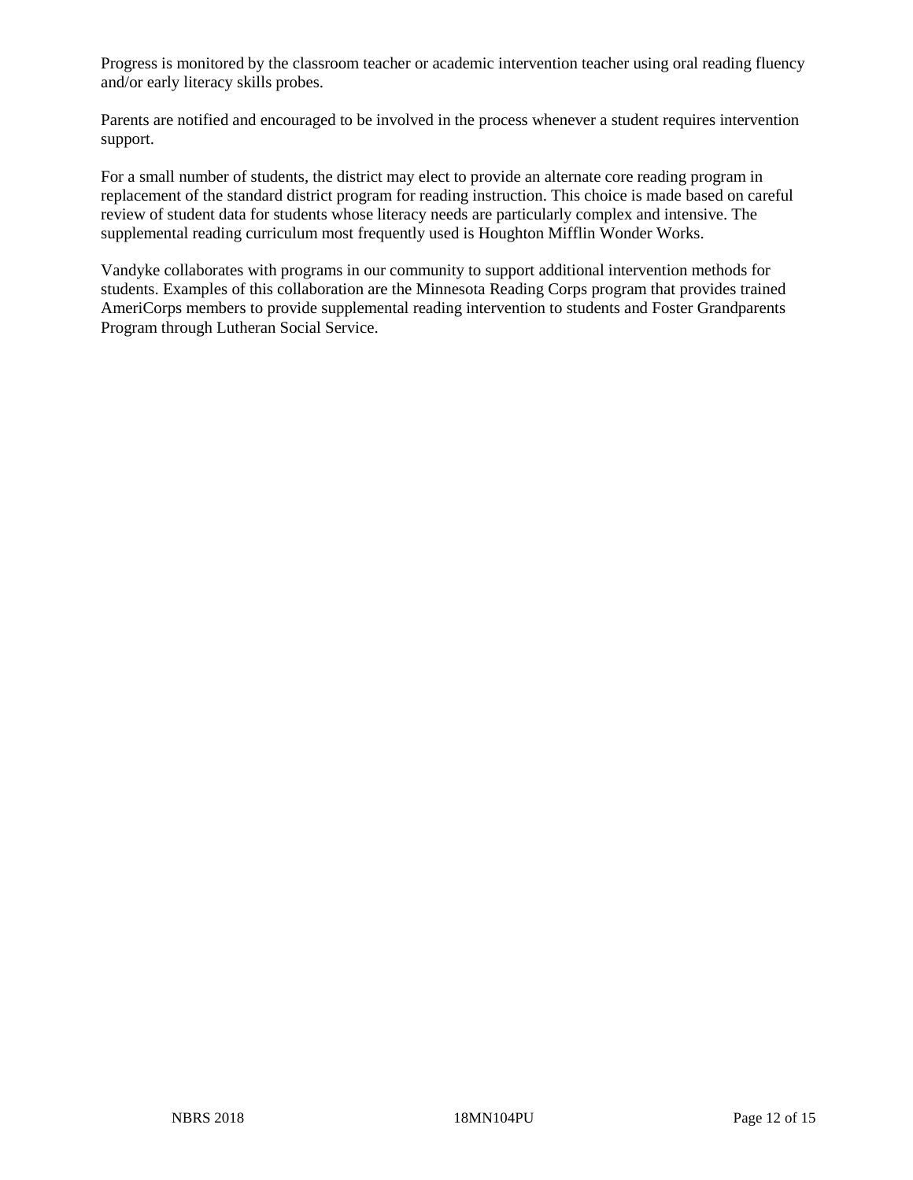Progress is monitored by the classroom teacher or academic intervention teacher using oral reading fluency and/or early literacy skills probes.

Parents are notified and encouraged to be involved in the process whenever a student requires intervention support.

For a small number of students, the district may elect to provide an alternate core reading program in replacement of the standard district program for reading instruction. This choice is made based on careful review of student data for students whose literacy needs are particularly complex and intensive. The supplemental reading curriculum most frequently used is Houghton Mifflin Wonder Works.

Vandyke collaborates with programs in our community to support additional intervention methods for students. Examples of this collaboration are the Minnesota Reading Corps program that provides trained AmeriCorps members to provide supplemental reading intervention to students and Foster Grandparents Program through Lutheran Social Service.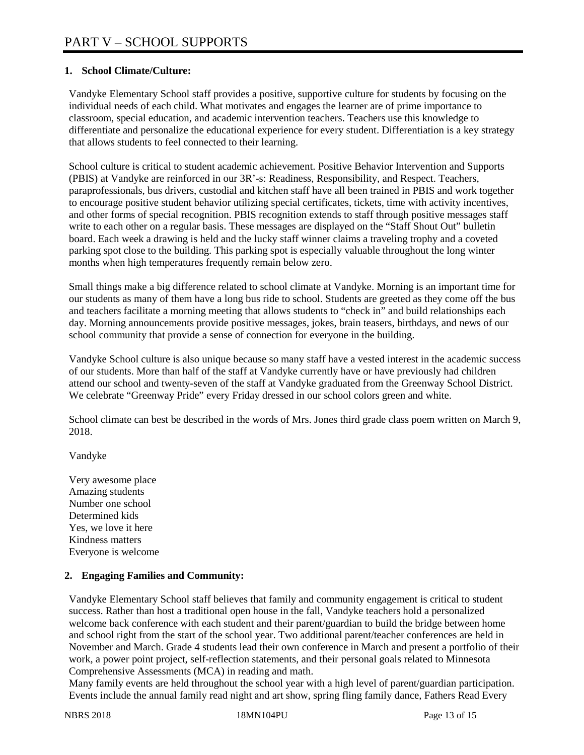# PART V – SCHOOL SUPPORTS

**1. School Climate/Culture:**

Vandyke Elementary School staff provides a positive, supportive culture for students by focusing on the individual needs of each child. What motivates and engages the learner are of prime importance to classroom, special education, and academic intervention teachers. Teachers use this knowledge to differentiate and personalize the educational experience for every student. Differentiation is a key strategy that allows students to feel connected to their learning.

School culture is critical to student academic achievement. Positive Behavior Intervention and Supports (PBIS) at Vandyke are reinforced in our 3R'-s: Readiness, Responsibility, and Respect. Teachers, paraprofessionals, bus drivers, custodial and kitchen staff have all been trained in PBIS and work together to encourage positive student behavior utilizing special certificates, tickets, time with activity incentives, and other forms of special recognition. PBIS recognition extends to staff through positive messages staff write to each other on a regular basis. These messages are displayed on the "Staff Shout Out" bulletin board. Each week a drawing is held and the lucky staff winner claims a traveling trophy and a coveted parking spot close to the building. This parking spot is especially valuable throughout the long winter months when high temperatures frequently remain below zero.

Small things make a big difference related to school climate at Vandyke. Morning is an important time for our students as many of them have a long bus ride to school. Students are greeted as they come off the bus and teachers facilitate a morning meeting that allows students to "check in" and build relationships each day. Morning announcements provide positive messages, jokes, brain teasers, birthdays, and news of our school community that provide a sense of connection for everyone in the building.

Vandyke School culture is also unique because so many staff have a vested interest in the academic success of our students. More than half of the staff at Vandyke currently have or have previously had children attend our school and twenty-seven of the staff at Vandyke graduated from the Greenway School District. We celebrate "Greenway Pride" every Friday dressed in our school colors green and white.

School climate can best be described in the words of Mrs. Jones third grade class poem written on March 9, 2018.

Vandyke

Very awesome place
Amazing students
Number one school
Determined kids
Yes, we love it here
Kindness matters
Everyone is welcome

**2. Engaging Families and Community:**

Vandyke Elementary School staff believes that family and community engagement is critical to student success. Rather than host a traditional open house in the fall, Vandyke teachers hold a personalized welcome back conference with each student and their parent/guardian to build the bridge between home and school right from the start of the school year. Two additional parent/teacher conferences are held in November and March. Grade 4 students lead their own conference in March and present a portfolio of their work, a power point project, self-reflection statements, and their personal goals related to Minnesota Comprehensive Assessments (MCA) in reading and math.

Many family events are held throughout the school year with a high level of parent/guardian participation. Events include the annual family read night and art show, spring fling family dance, Fathers Read Every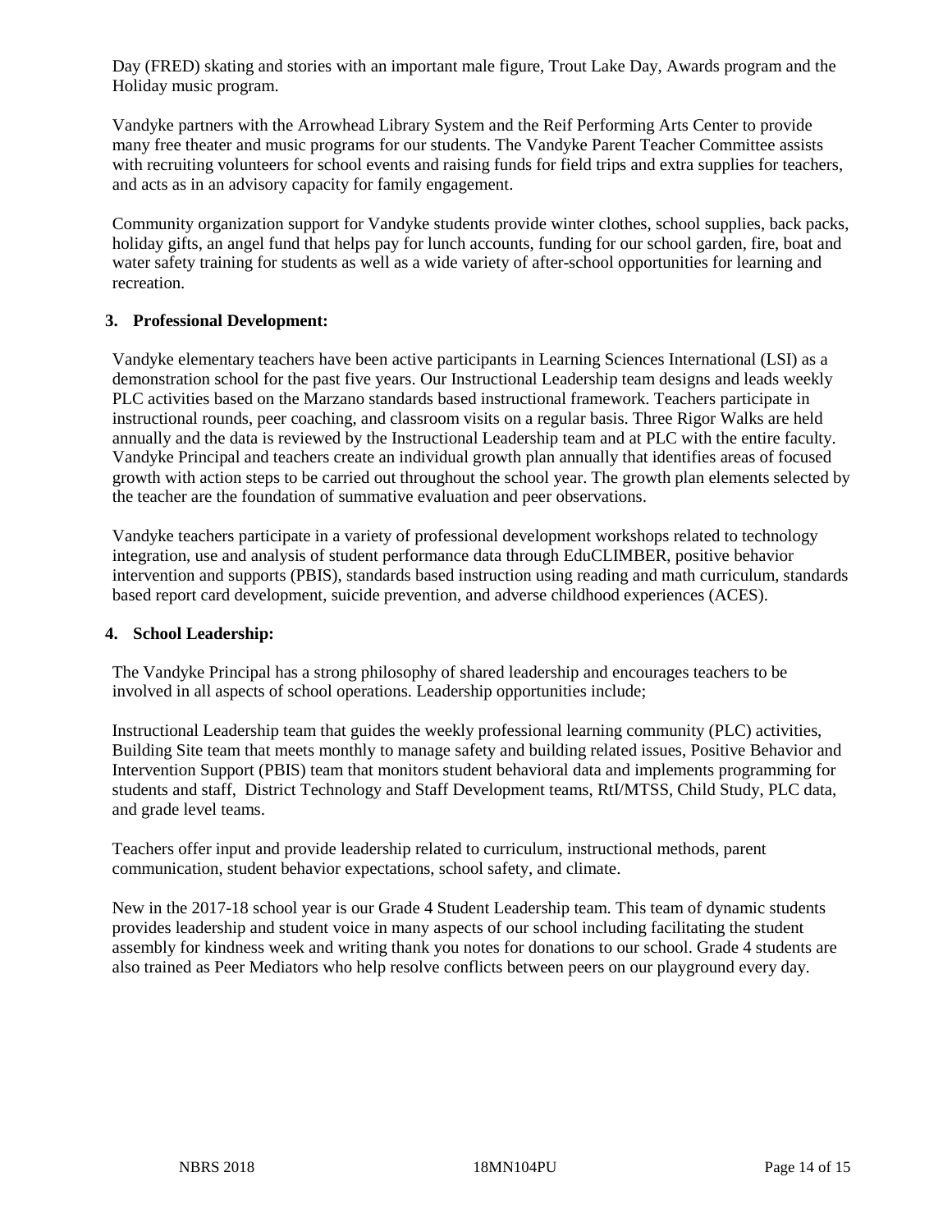Day (FRED) skating and stories with an important male figure, Trout Lake Day, Awards program and the Holiday music program.

Vandyke partners with the Arrowhead Library System and the Reif Performing Arts Center to provide many free theater and music programs for our students. The Vandyke Parent Teacher Committee assists with recruiting volunteers for school events and raising funds for field trips and extra supplies for teachers, and acts as in an advisory capacity for family engagement.

Community organization support for Vandyke students provide winter clothes, school supplies, back packs, holiday gifts, an angel fund that helps pay for lunch accounts, funding for our school garden, fire, boat and water safety training for students as well as a wide variety of after-school opportunities for learning and recreation.

**3. Professional Development:**

Vandyke elementary teachers have been active participants in Learning Sciences International (LSI) as a demonstration school for the past five years. Our Instructional Leadership team designs and leads weekly PLC activities based on the Marzano standards based instructional framework. Teachers participate in instructional rounds, peer coaching, and classroom visits on a regular basis. Three Rigor Walks are held annually and the data is reviewed by the Instructional Leadership team and at PLC with the entire faculty. Vandyke Principal and teachers create an individual growth plan annually that identifies areas of focused growth with action steps to be carried out throughout the school year. The growth plan elements selected by the teacher are the foundation of summative evaluation and peer observations.

Vandyke teachers participate in a variety of professional development workshops related to technology integration, use and analysis of student performance data through EduCLIMBER, positive behavior intervention and supports (PBIS), standards based instruction using reading and math curriculum, standards based report card development, suicide prevention, and adverse childhood experiences (ACES).

**4. School Leadership:**

The Vandyke Principal has a strong philosophy of shared leadership and encourages teachers to be involved in all aspects of school operations. Leadership opportunities include;

Instructional Leadership team that guides the weekly professional learning community (PLC) activities, Building Site team that meets monthly to manage safety and building related issues, Positive Behavior and Intervention Support (PBIS) team that monitors student behavioral data and implements programming for students and staff, District Technology and Staff Development teams, RtI/MTSS, Child Study, PLC data, and grade level teams.

Teachers offer input and provide leadership related to curriculum, instructional methods, parent communication, student behavior expectations, school safety, and climate.

New in the 2017-18 school year is our Grade 4 Student Leadership team. This team of dynamic students provides leadership and student voice in many aspects of our school including facilitating the student assembly for kindness week and writing thank you notes for donations to our school. Grade 4 students are also trained as Peer Mediators who help resolve conflicts between peers on our playground every day.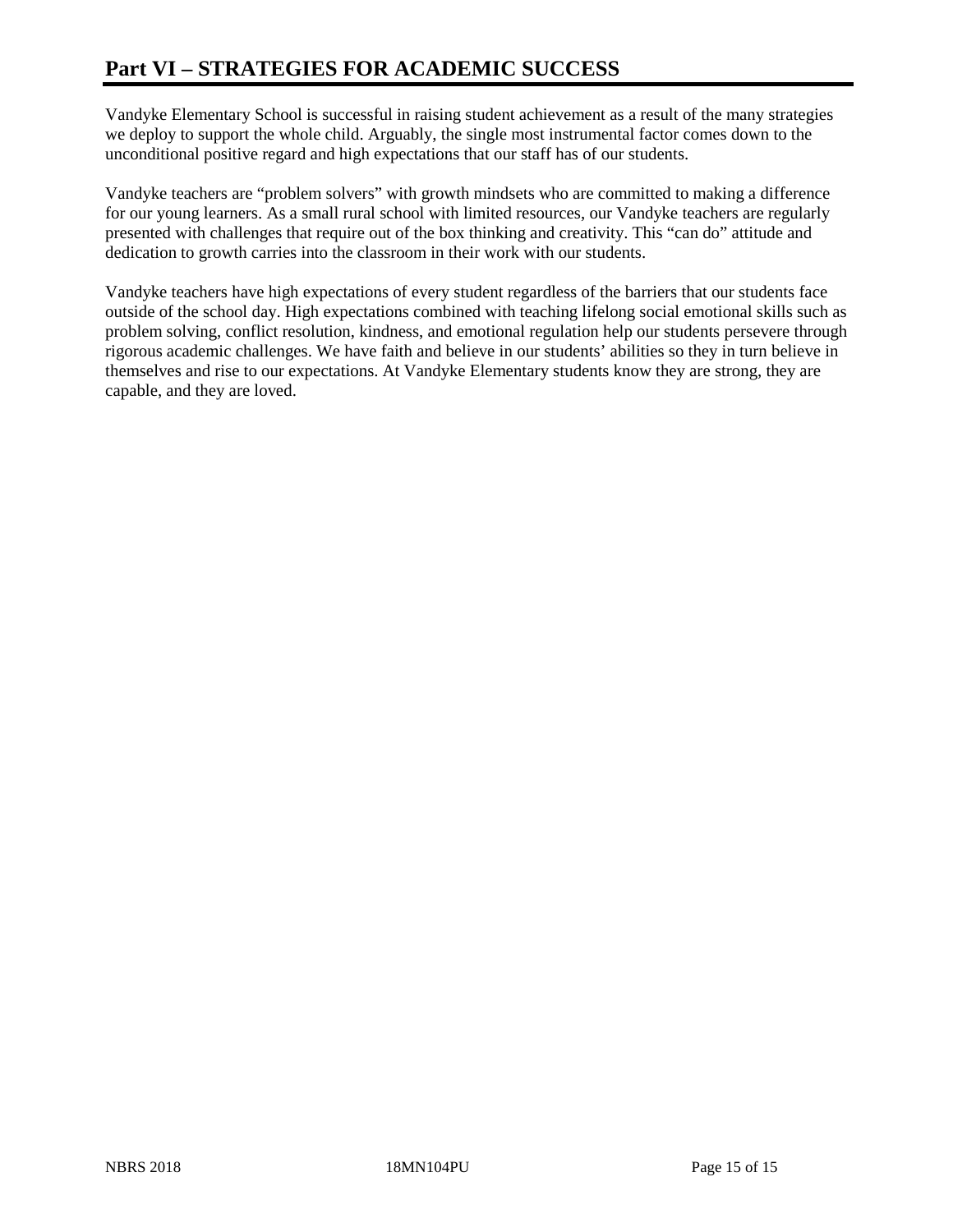# Part VI – STRATEGIES FOR ACADEMIC SUCCESS

Vandyke Elementary School is successful in raising student achievement as a result of the many strategies we deploy to support the whole child. Arguably, the single most instrumental factor comes down to the unconditional positive regard and high expectations that our staff has of our students.

Vandyke teachers are "problem solvers" with growth mindsets who are committed to making a difference for our young learners. As a small rural school with limited resources, our Vandyke teachers are regularly presented with challenges that require out of the box thinking and creativity. This "can do" attitude and dedication to growth carries into the classroom in their work with our students.

Vandyke teachers have high expectations of every student regardless of the barriers that our students face outside of the school day. High expectations combined with teaching lifelong social emotional skills such as problem solving, conflict resolution, kindness, and emotional regulation help our students persevere through rigorous academic challenges. We have faith and believe in our students' abilities so they in turn believe in themselves and rise to our expectations. At Vandyke Elementary students know they are strong, they are capable, and they are loved.